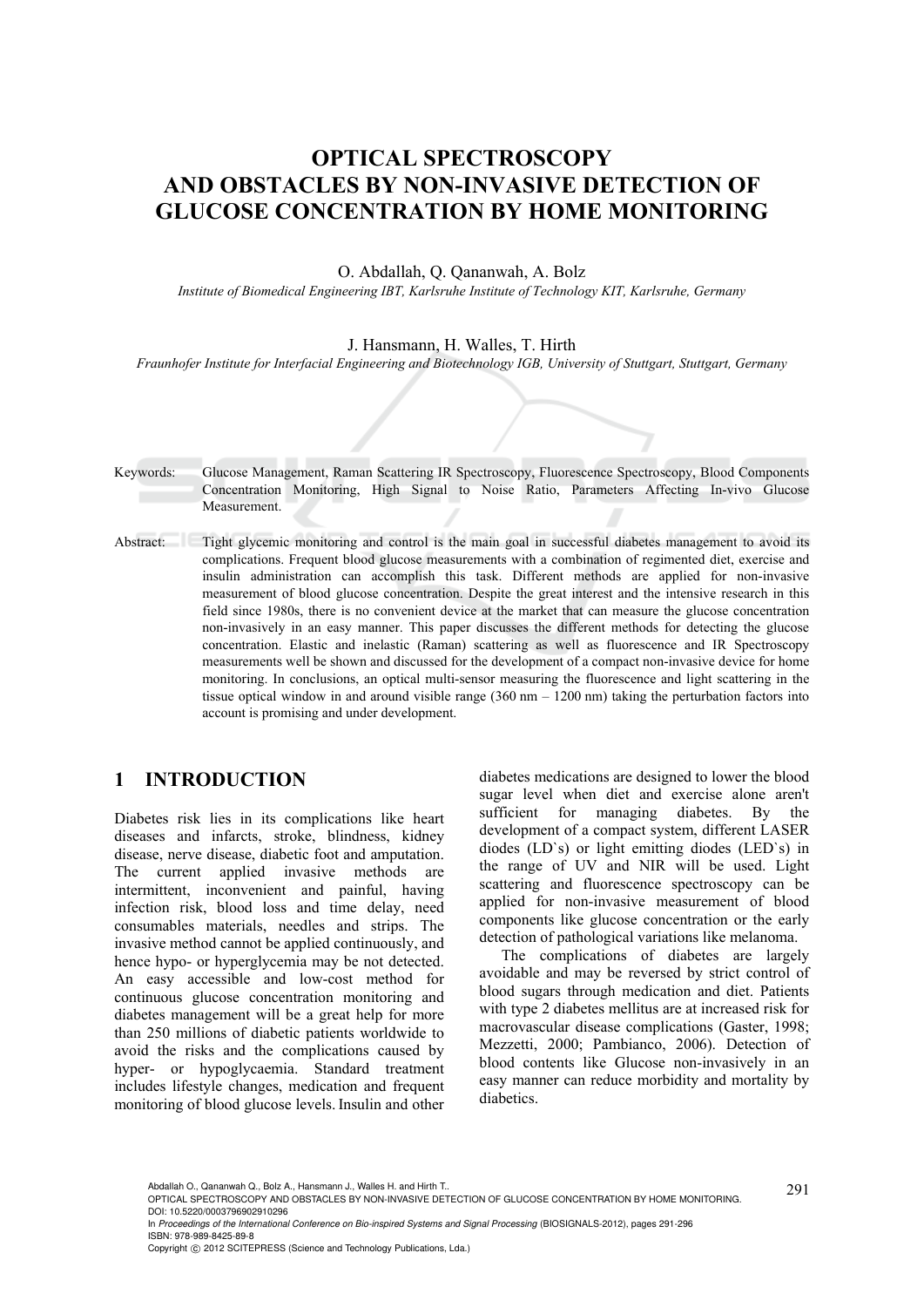# OPTICAL SPECTROSCOPY AND OBSTACLES BY NON-INVASIVE DETECTION OF GLUCOSE CONCENTRATION BY HOME MONITORING

O. Abdallah, Q. Qananwah, A. Bolz

*Institute of Biomedical Engineering IBT, Karlsruhe Institute of Technology KIT, Karlsruhe, Germany*

J. Hansmann, H. Walles, T. Hirth

*Fraunhofer Institute for Interfacial Engineering and Biotechnology IGB, University of Stuttgart, Stuttgart, Germany*

Keywords: Glucose Management, Raman Scattering IR Spectroscopy, Fluorescence Spectroscopy, Blood Components Concentration Monitoring, High Signal to Noise Ratio, Parameters Affecting In-vivo Glucose Measurement.

Abstract: Tight glycemic monitoring and control is the main goal in successful diabetes management to avoid its complications. Frequent blood glucose measurements with a combination of regimented diet, exercise and insulin administration can accomplish this task. Different methods are applied for non-invasive measurement of blood glucose concentration. Despite the great interest and the intensive research in this field since 1980s, there is no convenient device at the market that can measure the glucose concentration non-invasively in an easy manner. This paper discusses the different methods for detecting the glucose concentration. Elastic and inelastic (Raman) scattering as well as fluorescence and IR Spectroscopy measurements well be shown and discussed for the development of a compact non-invasive device for home monitoring. In conclusions, an optical multi-sensor measuring the fluorescence and light scattering in the tissue optical window in and around visible range (360 nm – 1200 nm) taking the perturbation factors into account is promising and under development.

## 1 INTRODUCTION

Diabetes risk lies in its complications like heart diseases and infarcts, stroke, blindness, kidney disease, nerve disease, diabetic foot and amputation. The current applied invasive methods are intermittent, inconvenient and painful, having infection risk, blood loss and time delay, need consumables materials, needles and strips. The invasive method cannot be applied continuously, and hence hypo- or hyperglycemia may be not detected. An easy accessible and low-cost method for continuous glucose concentration monitoring and diabetes management will be a great help for more than 250 millions of diabetic patients worldwide to avoid the risks and the complications caused by hyper- or hypoglycaemia. Standard treatment includes lifestyle changes, medication and frequent monitoring of blood glucose levels. Insulin and other diabetes medications are designed to lower the blood sugar level when diet and exercise alone aren't sufficient for managing diabetes. By the development of a compact system, different LASER diodes (LD`s) or light emitting diodes (LED`s) in the range of UV and NIR will be used. Light scattering and fluorescence spectroscopy can be applied for non-invasive measurement of blood components like glucose concentration or the early detection of pathological variations like melanoma.

The complications of diabetes are largely avoidable and may be reversed by strict control of blood sugars through medication and diet. Patients with type 2 diabetes mellitus are at increased risk for macrovascular disease complications (Gaster, 1998; Mezzetti, 2000; Pambianco, 2006). Detection of blood contents like Glucose non-invasively in an easy manner can reduce morbidity and mortality by diabetics.

Abdallah O., Qananwah Q., Bolz A., Hansmann J., Walles H. and Hirth T..
OPTICAL SPECTROSCOPY AND OBSTACLES BY NON-INVASIVE DETECTION OF GLUCOSE CONCENTRATION BY HOME MONITORING.
DOI: 10.5220/0003796902910296
In *Proceedings of the International Conference on Bio-inspired Systems and Signal Processing* (BIOSIGNALS-2012), pages 291-296
ISBN: 978-989-8425-89-8
Copyright © 2012 SCITEPRESS (Science and Technology Publications, Lda.)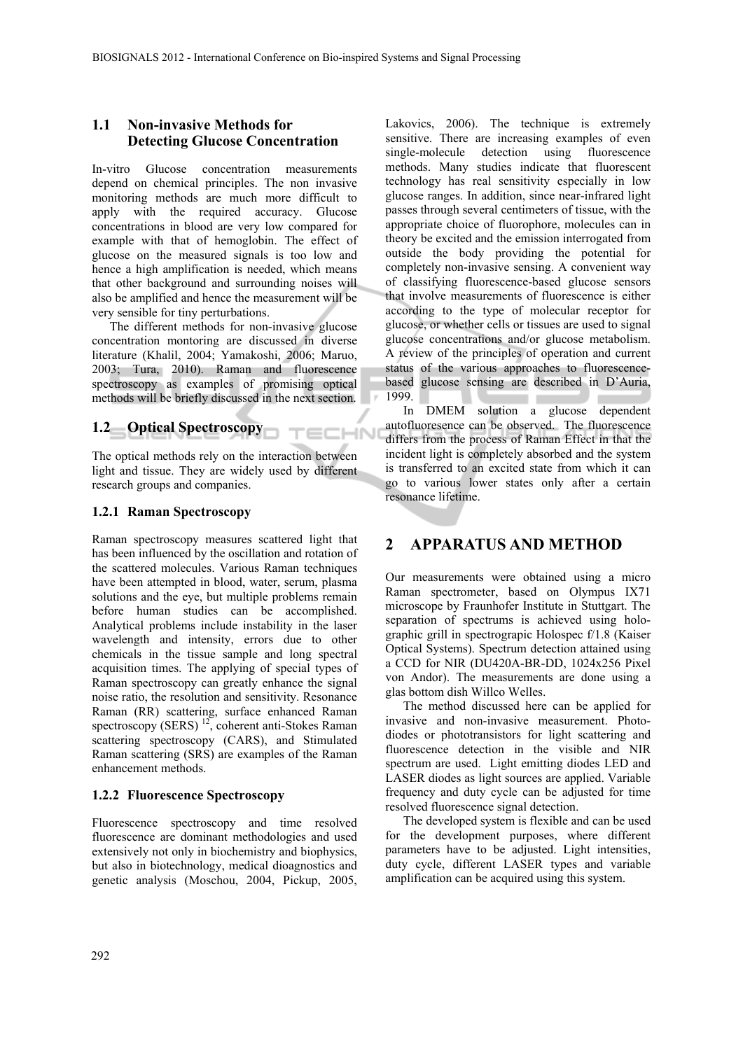### 1.1 Non-invasive Methods for Detecting Glucose Concentration

In-vitro Glucose concentration measurements depend on chemical principles. The non invasive monitoring methods are much more difficult to apply with the required accuracy. Glucose concentrations in blood are very low compared for example with that of hemoglobin. The effect of glucose on the measured signals is too low and hence a high amplification is needed, which means that other background and surrounding noises will also be amplified and hence the measurement will be very sensible for tiny perturbations.

The different methods for non-invasive glucose concentration montoring are discussed in diverse literature (Khalil, 2004; Yamakoshi, 2006; Maruo, 2003; Tura, 2010). Raman and fluorescence spectroscopy as examples of promising optical methods will be briefly discussed in the next section.

### 1.2 Optical Spectroscopy

The optical methods rely on the interaction between light and tissue. They are widely used by different research groups and companies.

#### 1.2.1 Raman Spectroscopy

Raman spectroscopy measures scattered light that has been influenced by the oscillation and rotation of the scattered molecules. Various Raman techniques have been attempted in blood, water, serum, plasma solutions and the eye, but multiple problems remain before human studies can be accomplished. Analytical problems include instability in the laser wavelength and intensity, errors due to other chemicals in the tissue sample and long spectral acquisition times. The applying of special types of Raman spectroscopy can greatly enhance the signal noise ratio, the resolution and sensitivity. Resonance Raman (RR) scattering, surface enhanced Raman spectroscopy (SERS) [12], coherent anti-Stokes Raman scattering spectroscopy (CARS), and Stimulated Raman scattering (SRS) are examples of the Raman enhancement methods.

#### 1.2.2 Fluorescence Spectroscopy

Fluorescence spectroscopy and time resolved fluorescence are dominant methodologies and used extensively not only in biochemistry and biophysics, but also in biotechnology, medical dioagnostics and genetic analysis (Moschou, 2004, Pickup, 2005, Lakovics, 2006). The technique is extremely sensitive. There are increasing examples of even single-molecule detection using fluorescence methods. Many studies indicate that fluorescent technology has real sensitivity especially in low glucose ranges. In addition, since near-infrared light passes through several centimeters of tissue, with the appropriate choice of fluorophore, molecules can in theory be excited and the emission interrogated from outside the body providing the potential for completely non-invasive sensing. A convenient way of classifying fluorescence-based glucose sensors that involve measurements of fluorescence is either according to the type of molecular receptor for glucose, or whether cells or tissues are used to signal glucose concentrations and/or glucose metabolism. A review of the principles of operation and current status of the various approaches to fluorescence-based glucose sensing are described in D'Auria, 1999.

In DMEM solution a glucose dependent autofluoresence can be observed. The fluorescence differs from the process of Raman Effect in that the incident light is completely absorbed and the system is transferred to an excited state from which it can go to various lower states only after a certain resonance lifetime.

## 2 APPARATUS AND METHOD

Our measurements were obtained using a micro Raman spectrometer, based on Olympus IX71 microscope by Fraunhofer Institute in Stuttgart. The separation of spectrums is achieved using holo-graphic grill in spectrograpic Holospec f/1.8 (Kaiser Optical Systems). Spectrum detection attained using a CCD for NIR (DU420A-BR-DD, 1024x256 Pixel von Andor). The measurements are done using a glas bottom dish Willco Welles.

The method discussed here can be applied for invasive and non-invasive measurement. Photo-diodes or phototransistors for light scattering and fluorescence detection in the visible and NIR spectrum are used. Light emitting diodes LED and LASER diodes as light sources are applied. Variable frequency and duty cycle can be adjusted for time resolved fluorescence signal detection.

The developed system is flexible and can be used for the development purposes, where different parameters have to be adjusted. Light intensities, duty cycle, different LASER types and variable amplification can be acquired using this system.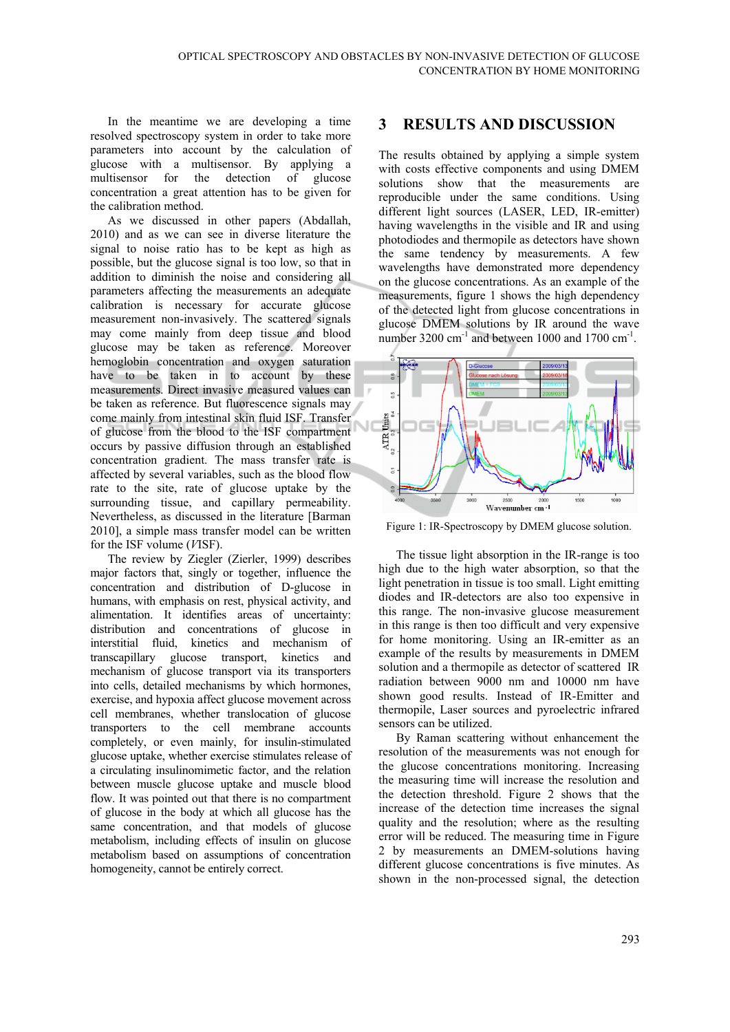In the meantime we are developing a time resolved spectroscopy system in order to take more parameters into account by the calculation of glucose with a multisensor. By applying a multisensor for the detection of glucose concentration a great attention has to be given for the calibration method.

As we discussed in other papers (Abdallah, 2010) and as we can see in diverse literature the signal to noise ratio has to be kept as high as possible, but the glucose signal is too low, so that in addition to diminish the noise and considering all parameters affecting the measurements an adequate calibration is necessary for accurate glucose measurement non-invasively. The scattered signals may come mainly from deep tissue and blood glucose may be taken as reference. Moreover hemoglobin concentration and oxygen saturation have to be taken in to account by these measurements. Direct invasive measured values can be taken as reference. But fluorescence signals may come mainly from intestinal skin fluid ISF. Transfer of glucose from the blood to the ISF compartment occurs by passive diffusion through an established concentration gradient. The mass transfer rate is affected by several variables, such as the blood flow rate to the site, rate of glucose uptake by the surrounding tissue, and capillary permeability. Nevertheless, as discussed in the literature [Barman 2010], a simple mass transfer model can be written for the ISF volume (*V*ISF).

The review by Ziegler (Zierler, 1999) describes major factors that, singly or together, influence the concentration and distribution of D-glucose in humans, with emphasis on rest, physical activity, and alimentation. It identifies areas of uncertainty: distribution and concentrations of glucose in interstitial fluid, kinetics and mechanism of transcapillary glucose transport, kinetics and mechanism of glucose transport via its transporters into cells, detailed mechanisms by which hormones, exercise, and hypoxia affect glucose movement across cell membranes, whether translocation of glucose transporters to the cell membrane accounts completely, or even mainly, for insulin-stimulated glucose uptake, whether exercise stimulates release of a circulating insulinomimetic factor, and the relation between muscle glucose uptake and muscle blood flow. It was pointed out that there is no compartment of glucose in the body at which all glucose has the same concentration, and that models of glucose metabolism, including effects of insulin on glucose metabolism based on assumptions of concentration homogeneity, cannot be entirely correct.

# 3 RESULTS AND DISCUSSION

The results obtained by applying a simple system with costs effective components and using DMEM solutions show that the measurements are reproducible under the same conditions. Using different light sources (LASER, LED, IR-emitter) having wavelengths in the visible and IR and using photodiodes and thermopile as detectors have shown the same tendency by measurements. A few wavelengths have demonstrated more dependency on the glucose concentrations. As an example of the measurements, figure 1 shows the high dependency of the detected light from glucose concentrations in glucose DMEM solutions by IR around the wave number 3200 $cm^{-1}$ and between 1000 and 1700 $cm^{-1}$.

Figure 1: IR-Spectroscopy by DMEM glucose solution.

The tissue light absorption in the IR-range is too high due to the high water absorption, so that the light penetration in tissue is too small. Light emitting diodes and IR-detectors are also too expensive in this range. The non-invasive glucose measurement in this range is then too difficult and very expensive for home monitoring. Using an IR-emitter as an example of the results by measurements in DMEM solution and a thermopile as detector of scattered IR radiation between 9000 nm and 10000 nm have shown good results. Instead of IR-Emitter and thermopile, Laser sources and pyroelectric infrared sensors can be utilized.

By Raman scattering without enhancement the resolution of the measurements was not enough for the glucose concentrations monitoring. Increasing the measuring time will increase the resolution and the detection threshold. Figure 2 shows that the increase of the detection time increases the signal quality and the resolution; where as the resulting error will be reduced. The measuring time in Figure 2 by measurements an DMEM-solutions having different glucose concentrations is five minutes. As shown in the non-processed signal, the detection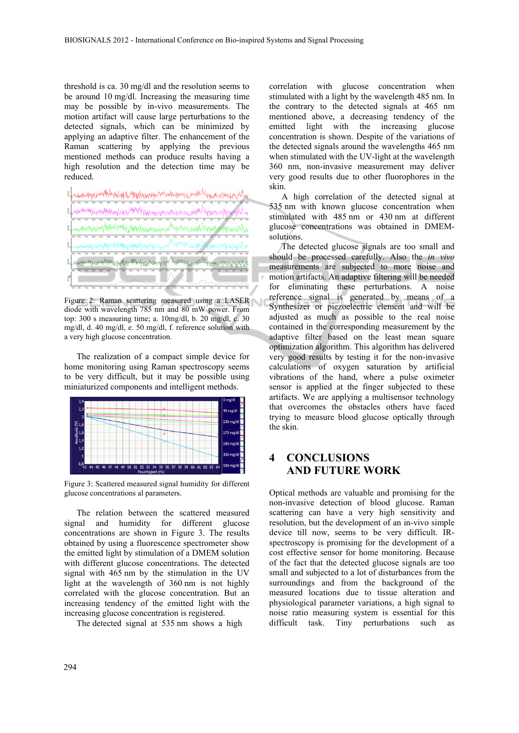threshold is ca. 30 mg/dl and the resolution seems to be around 10 mg/dl. Increasing the measuring time may be possible by in-vivo measurements. The motion artifact will cause large perturbations to the detected signals, which can be minimized by applying an adaptive filter. The enhancement of the Raman scattering by applying the previous mentioned methods can produce results having a high resolution and the detection time may be reduced.

Figure 2: Raman scattering measured using a LASER diode with wavelength 785 nm and 80 mW power. From top: 300 s measuring time; a. 10mg/dl, b. 20 mg/dl, c. 30 mg/dl, d. 40 mg/dl, e. 50 mg/dl, f. reference solution with a very high glucose concentration.

The realization of a compact simple device for home monitoring using Raman spectroscopy seems to be very difficult, but it may be possible using miniaturized components and intelligent methods.

Figure 3: Scattered measured signal humidity for different glucose concentrations al parameters.

The relation between the scattered measured signal and humidity for different glucose concentrations are shown in Figure 3. The results obtained by using a fluorescence spectrometer show the emitted light by stimulation of a DMEM solution with different glucose concentrations. The detected signal with 465 nm by the stimulation in the UV light at the wavelength of 360 nm is not highly correlated with the glucose concentration. But an increasing tendency of the emitted light with the increasing glucose concentration is registered.

The detected signal at 535 nm shows a high correlation with glucose concentration when stimulated with a light by the wavelength 485 nm. In the contrary to the detected signals at 465 nm mentioned above, a decreasing tendency of the emitted light with the increasing glucose concentration is shown. Despite of the variations of the detected signals around the wavelengths 465 nm when stimulated with the UV-light at the wavelength 360 nm, non-invasive measurement may deliver very good results due to other fluorophores in the skin.

A high correlation of the detected signal at 535 nm with known glucose concentration when stimulated with 485 nm or 430 nm at different glucose concentrations was obtained in DMEM-solutions.

The detected glucose signals are too small and should be processed carefully. Also the *in vivo* measurements are subjected to more noise and motion artifacts. An adaptive filtering will be needed for eliminating these perturbations. A noise reference signal is generated by means of a Synthesizer or piezoelectric element and will be adjusted as much as possible to the real noise contained in the corresponding measurement by the adaptive filter based on the least mean square optimization algorithm. This algorithm has delivered very good results by testing it for the non-invasive calculations of oxygen saturation by artificial vibrations of the hand, where a pulse oximeter sensor is applied at the finger subjected to these artifacts. We are applying a multisensor technology that overcomes the obstacles others have faced trying to measure blood glucose optically through the skin.

## 4 CONCLUSIONS AND FUTURE WORK

Optical methods are valuable and promising for the non-invasive detection of blood glucose. Raman scattering can have a very high sensitivity and resolution, but the development of an in-vivo simple device till now, seems to be very difficult. IR-spectroscopy is promising for the development of a cost effective sensor for home monitoring. Because of the fact that the detected glucose signals are too small and subjected to a lot of disturbances from the surroundings and from the background of the measured locations due to tissue alteration and physiological parameter variations, a high signal to noise ratio measuring system is essential for this difficult task. Tiny perturbations such as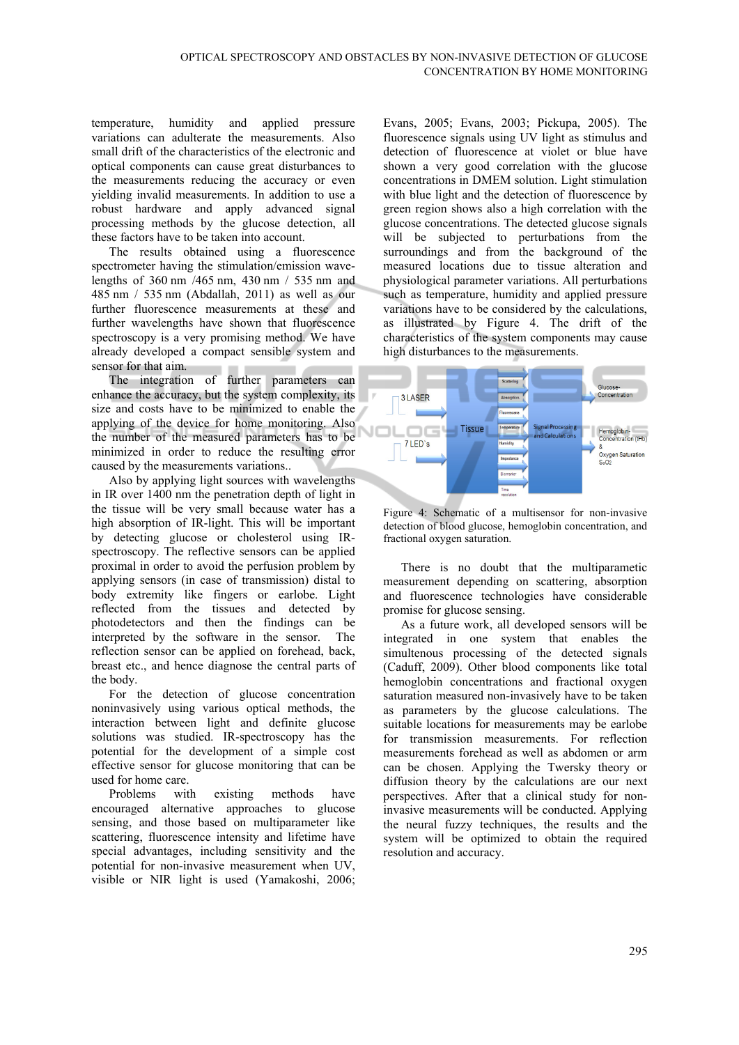temperature, humidity and applied pressure variations can adulterate the measurements. Also small drift of the characteristics of the electronic and optical components can cause great disturbances to the measurements reducing the accuracy or even yielding invalid measurements. In addition to use a robust hardware and apply advanced signal processing methods by the glucose detection, all these factors have to be taken into account.

The results obtained using a fluorescence spectrometer having the stimulation/emission wavelengths of 360 nm /465 nm, 430 nm / 535 nm and 485 nm / 535 nm (Abdallah, 2011) as well as our further fluorescence measurements at these and further wavelengths have shown that fluorescence spectroscopy is a very promising method. We have already developed a compact sensible system and sensor for that aim.

The integration of further parameters can enhance the accuracy, but the system complexity, its size and costs have to be minimized to enable the applying of the device for home monitoring. Also the number of the measured parameters has to be minimized in order to reduce the resulting error caused by the measurements variations..

Also by applying light sources with wavelengths in IR over 1400 nm the penetration depth of light in the tissue will be very small because water has a high absorption of IR-light. This will be important by detecting glucose or cholesterol using IR-spectroscopy. The reflective sensors can be applied proximal in order to avoid the perfusion problem by applying sensors (in case of transmission) distal to body extremity like fingers or earlobe. Light reflected from the tissues and detected by photodetectors and then the findings can be interpreted by the software in the sensor. The reflection sensor can be applied on forehead, back, breast etc., and hence diagnose the central parts of the body.

For the detection of glucose concentration noninvasively using various optical methods, the interaction between light and definite glucose solutions was studied. IR-spectroscopy has the potential for the development of a simple cost effective sensor for glucose monitoring that can be used for home care.

Problems with existing methods have encouraged alternative approaches to glucose sensing, and those based on multiparameter like scattering, fluorescence intensity and lifetime have special advantages, including sensitivity and the potential for non-invasive measurement when UV, visible or NIR light is used (Yamakoshi, 2006; Evans, 2005; Evans, 2003; Pickupa, 2005). The fluorescence signals using UV light as stimulus and detection of fluorescence at violet or blue have shown a very good correlation with the glucose concentrations in DMEM solution. Light stimulation with blue light and the detection of fluorescence by green region shows also a high correlation with the glucose concentrations. The detected glucose signals will be subjected to perturbations from the surroundings and from the background of the measured locations due to tissue alteration and physiological parameter variations. All perturbations such as temperature, humidity and applied pressure variations have to be considered by the calculations, as illustrated by Figure 4. The drift of the characteristics of the system components may cause high disturbances to the measurements.

Figure 4: Schematic of a multisensor for non-invasive detection of blood glucose, hemoglobin concentration, and fractional oxygen saturation.

There is no doubt that the multiparametic measurement depending on scattering, absorption and fluorescence technologies have considerable promise for glucose sensing.

As a future work, all developed sensors will be integrated in one system that enables the simultenous processing of the detected signals (Caduff, 2009). Other blood components like total hemoglobin concentrations and fractional oxygen saturation measured non-invasively have to be taken as parameters by the glucose calculations. The suitable locations for measurements may be earlobe for transmission measurements. For reflection measurements forehead as well as abdomen or arm can be chosen. Applying the Twersky theory or diffusion theory by the calculations are our next perspectives. After that a clinical study for non-invasive measurements will be conducted. Applying the neural fuzzy techniques, the results and the system will be optimized to obtain the required resolution and accuracy.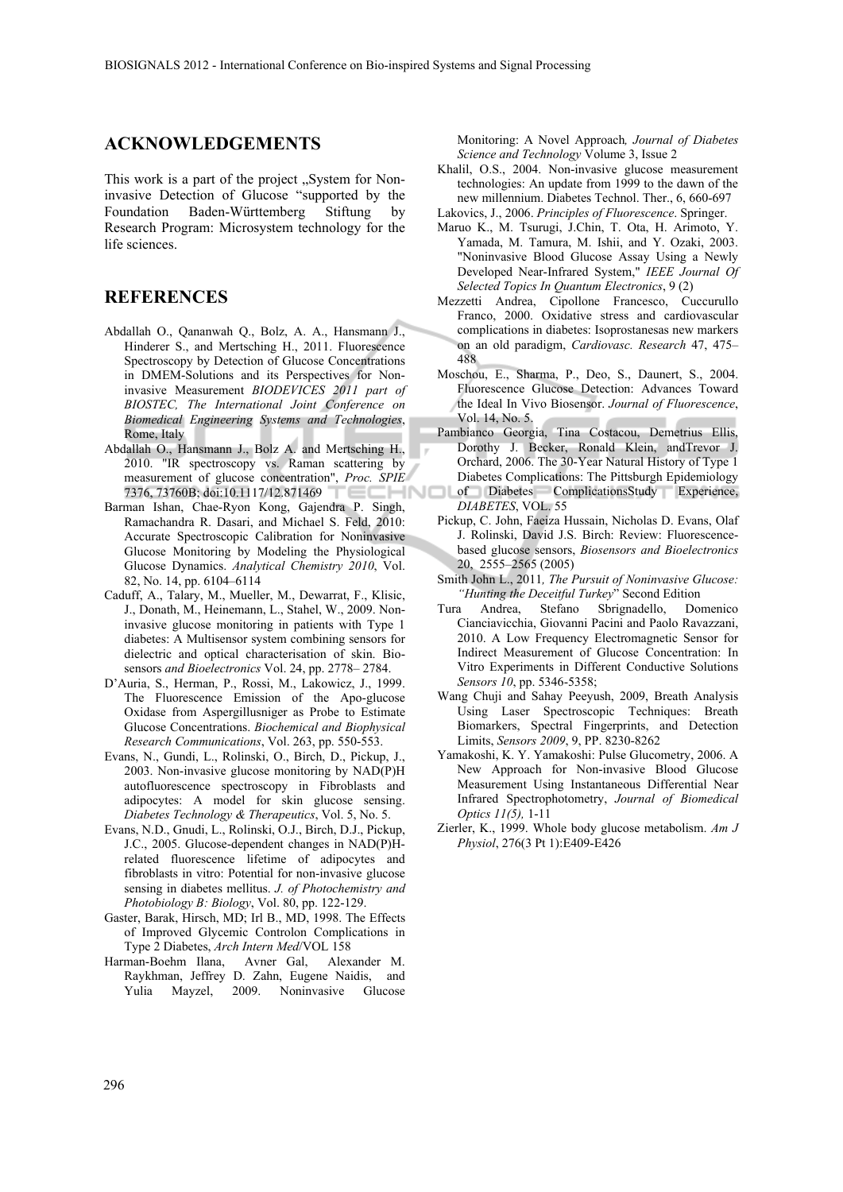## ACKNOWLEDGEMENTS

This work is a part of the project „System for Non-invasive Detection of Glucose "supported by the Foundation Baden-Württemberg Stiftung by Research Program: Microsystem technology for the life sciences.

## REFERENCES

Abdallah O., Qananwah Q., Bolz, A. A., Hansmann J., Hinderer S., and Mertsching H., 2011. Fluorescence Spectroscopy by Detection of Glucose Concentrations in DMEM-Solutions and its Perspectives for Non-invasive Measurement *BIODEVICES 2011 part of BIOSTEC, The International Joint Conference on Biomedical Engineering Systems and Technologies*, Rome, Italy

Abdallah O., Hansmann J., Bolz A. and Mertsching H., 2010. "IR spectroscopy vs. Raman scattering by measurement of glucose concentration", *Proc. SPIE* 7376, 73760B; doi:10.1117/12.871469

Barman Ishan, Chae-Ryon Kong, Gajendra P. Singh, Ramachandra R. Dasari, and Michael S. Feld, 2010: Accurate Spectroscopic Calibration for Noninvasive Glucose Monitoring by Modeling the Physiological Glucose Dynamics. *Analytical Chemistry 2010*, Vol. 82, No. 14, pp. 6104–6114

Caduff, A., Talary, M., Mueller, M., Dewarrat, F., Klisic, J., Donath, M., Heinemann, L., Stahel, W., 2009. Non-invasive glucose monitoring in patients with Type 1 diabetes: A Multisensor system combining sensors for dielectric and optical characterisation of skin. Bio-sensors *and Bioelectronics* Vol. 24, pp. 2778– 2784.

D'Auria, S., Herman, P., Rossi, M., Lakowicz, J., 1999. The Fluorescence Emission of the Apo-glucose Oxidase from Aspergillusniger as Probe to Estimate Glucose Concentrations. *Biochemical and Biophysical Research Communications*, Vol. 263, pp. 550-553.

Evans, N., Gundi, L., Rolinski, O., Birch, D., Pickup, J., 2003. Non-invasive glucose monitoring by NAD(P)H autofluorescence spectroscopy in Fibroblasts and adipocytes: A model for skin glucose sensing. *Diabetes Technology & Therapeutics*, Vol. 5, No. 5.

Evans, N.D., Gnudi, L., Rolinski, O.J., Birch, D.J., Pickup, J.C., 2005. Glucose-dependent changes in NAD(P)H-related fluorescence lifetime of adipocytes and fibroblasts in vitro: Potential for non-invasive glucose sensing in diabetes mellitus. *J. of Photochemistry and Photobiology B: Biology*, Vol. 80, pp. 122-129.

Gaster, Barak, Hirsch, MD; Irl B., MD, 1998. The Effects of Improved Glycemic Controlon Complications in Type 2 Diabetes, *Arch Intern Med*/VOL 158

Harman-Boehm Ilana, Avner Gal, Alexander M. Raykhman, Jeffrey D. Zahn, Eugene Naidis, and Yulia Mayzel, 2009. Noninvasive Glucose Monitoring: A Novel Approach, *Journal of Diabetes Science and Technology* Volume 3, Issue 2

Khalil, O.S., 2004. Non-invasive glucose measurement technologies: An update from 1999 to the dawn of the new millennium. Diabetes Technol. Ther., 6, 660-697

Lakovics, J., 2006. *Principles of Fluorescence*. Springer.

Maruo K., M. Tsurugi, J.Chin, T. Ota, H. Arimoto, Y. Yamada, M. Tamura, M. Ishii, and Y. Ozaki, 2003. "Noninvasive Blood Glucose Assay Using a Newly Developed Near-Infrared System," *IEEE Journal Of Selected Topics In Quantum Electronics*, 9 (2)

Mezzetti Andrea, Cipollone Francesco, Cuccurullo Franco, 2000. Oxidative stress and cardiovascular complications in diabetes: Isoprostanesas new markers on an old paradigm, *Cardiovasc. Research* 47, 475–488

Moschou, E., Sharma, P., Deo, S., Daunert, S., 2004. Fluorescence Glucose Detection: Advances Toward the Ideal In Vivo Biosensor. *Journal of Fluorescence*, Vol. 14, No. 5.

Pambianco Georgia, Tina Costacou, Demetrius Ellis, Dorothy J. Becker, Ronald Klein, andTrevor J. Orchard, 2006. The 30-Year Natural History of Type 1 Diabetes Complications: The Pittsburgh Epidemiology of Diabetes ComplicationsStudy Experience, *DIABETES*, VOL. 55

Pickup, C. John, Faeiza Hussain, Nicholas D. Evans, Olaf J. Rolinski, David J.S. Birch: Review: Fluorescence-based glucose sensors, *Biosensors and Bioelectronics* 20, 2555–2565 (2005)

Smith John L., 2011*, The Pursuit of Noninvasive Glucose: "Hunting the Deceitful Turkey*" Second Edition

Tura Andrea, Stefano Sbrignadello, Domenico Cianciavicchia, Giovanni Pacini and Paolo Ravazzani, 2010. A Low Frequency Electromagnetic Sensor for Indirect Measurement of Glucose Concentration: In Vitro Experiments in Different Conductive Solutions *Sensors 10*, pp. 5346-5358;

Wang Chuji and Sahay Peeyush, 2009, Breath Analysis Using Laser Spectroscopic Techniques: Breath Biomarkers, Spectral Fingerprints, and Detection Limits, *Sensors 2009*, 9, PP. 8230-8262

Yamakoshi, K. Y. Yamakoshi: Pulse Glucometry, 2006. A New Approach for Non-invasive Blood Glucose Measurement Using Instantaneous Differential Near Infrared Spectrophotometry, *Journal of Biomedical Optics 11(5),* 1-11

Zierler, K., 1999. Whole body glucose metabolism. *Am J Physiol*, 276(3 Pt 1):E409-E426